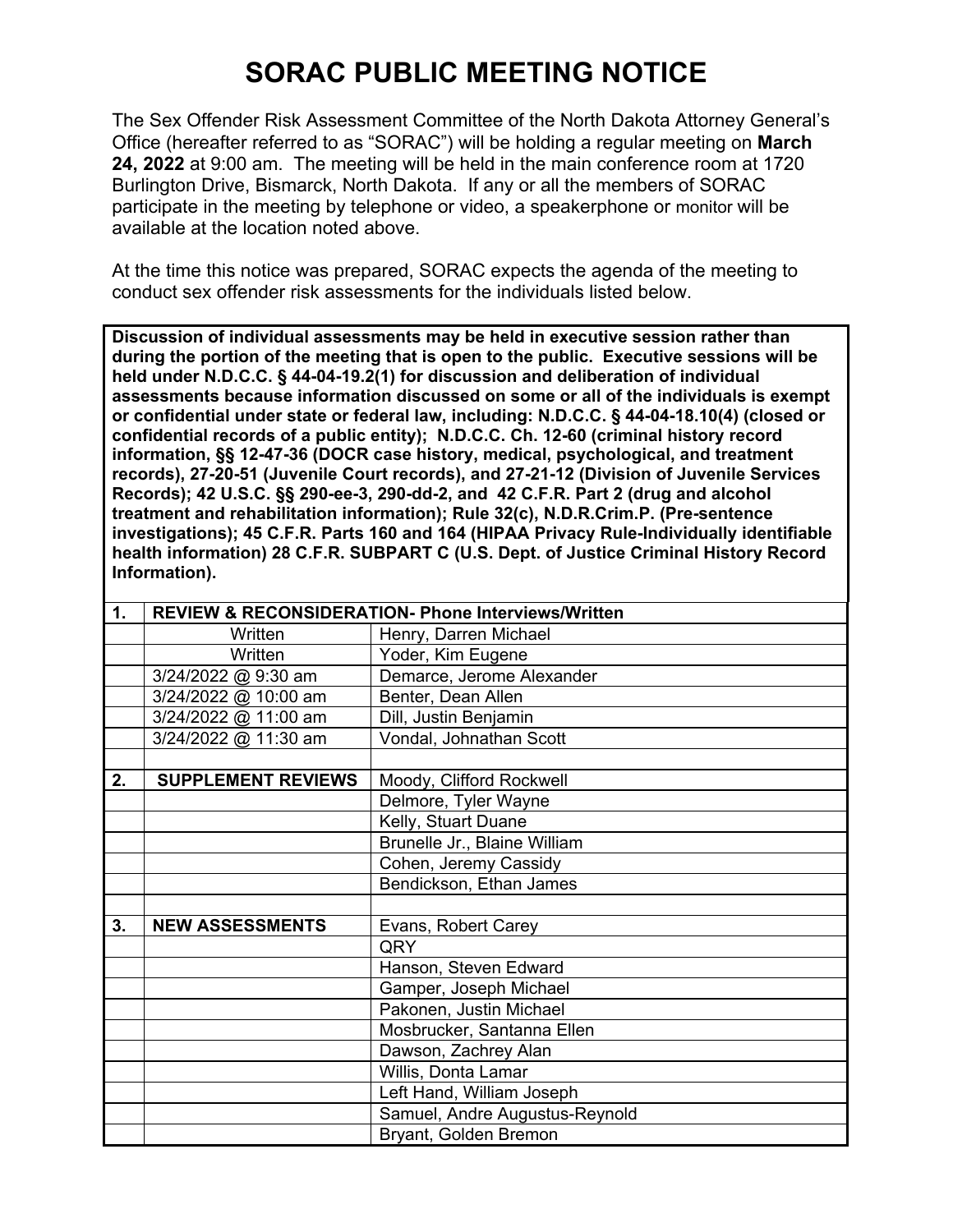# SORAC PUBLIC MEETING NOTICE

The Sex Offender Risk Assessment Committee of the North Dakota Attorney General's Office (hereafter referred to as "SORAC") will be holding a regular meeting on **March 24, 2022** at 9:00 am. The meeting will be held in the main conference room at 1720 Burlington Drive, Bismarck, North Dakota. If any or all the members of SORAC participate in the meeting by telephone or video, a speakerphone or monitor will be available at the location noted above.

At the time this notice was prepared, SORAC expects the agenda of the meeting to conduct sex offender risk assessments for the individuals listed below.

**Discussion of individual assessments may be held in executive session rather than during the portion of the meeting that is open to the public. Executive sessions will be held under N.D.C.C. § 44-04-19.2(1) for discussion and deliberation of individual assessments because information discussed on some or all of the individuals is exempt or confidential under state or federal law, including: N.D.C.C. § 44-04-18.10(4) (closed or confidential records of a public entity); N.D.C.C. Ch. 12-60 (criminal history record information, §§ 12-47-36 (DOCR case history, medical, psychological, and treatment records), 27-20-51 (Juvenile Court records), and 27-21-12 (Division of Juvenile Services Records); 42 U.S.C. §§ 290-ee-3, 290-dd-2, and 42 C.F.R. Part 2 (drug and alcohol treatment and rehabilitation information); Rule 32(c), N.D.R.Crim.P. (Pre-sentence investigations); 45 C.F.R. Parts 160 and 164 (HIPAA Privacy Rule-Individually identifiable health information) 28 C.F.R. SUBPART C (U.S. Dept. of Justice Criminal History Record Information).**

| | | |
|---|---|---|
| **1.** | **REVIEW & RECONSIDERATION- Phone Interviews/Written** | |
| | Written | Henry, Darren Michael |
| | Written | Yoder, Kim Eugene |
| | 3/24/2022 @ 9:30 am | Demarce, Jerome Alexander |
| | 3/24/2022 @ 10:00 am | Benter, Dean Allen |
| | 3/24/2022 @ 11:00 am | Dill, Justin Benjamin |
| | 3/24/2022 @ 11:30 am | Vondal, Johnathan Scott |
| | | |
| **2.** | **SUPPLEMENT REVIEWS** | Moody, Clifford Rockwell |
| | | Delmore, Tyler Wayne |
| | | Kelly, Stuart Duane |
| | | Brunelle Jr., Blaine William |
| | | Cohen, Jeremy Cassidy |
| | | Bendickson, Ethan James |
| | | |
| **3.** | **NEW ASSESSMENTS** | Evans, Robert Carey |
| | | QRY |
| | | Hanson, Steven Edward |
| | | Gamper, Joseph Michael |
| | | Pakonen, Justin Michael |
| | | Mosbrucker, Santanna Ellen |
| | | Dawson, Zachrey Alan |
| | | Willis, Donta Lamar |
| | | Left Hand, William Joseph |
| | | Samuel, Andre Augustus-Reynold |
| | | Bryant, Golden Bremon |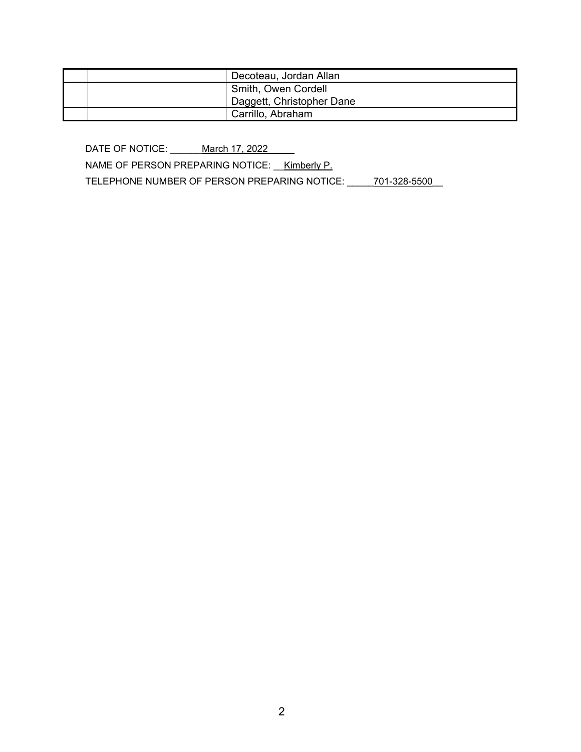| | | |
|---|---|---|
| | | Decoteau, Jordan Allan |
| | | Smith, Owen Cordell |
| | | Daggett, Christopher Dane |
| | | Carrillo, Abraham |

DATE OF NOTICE: March 17, 2022

NAME OF PERSON PREPARING NOTICE: Kimberly P.

TELEPHONE NUMBER OF PERSON PREPARING NOTICE: 701-328-5500